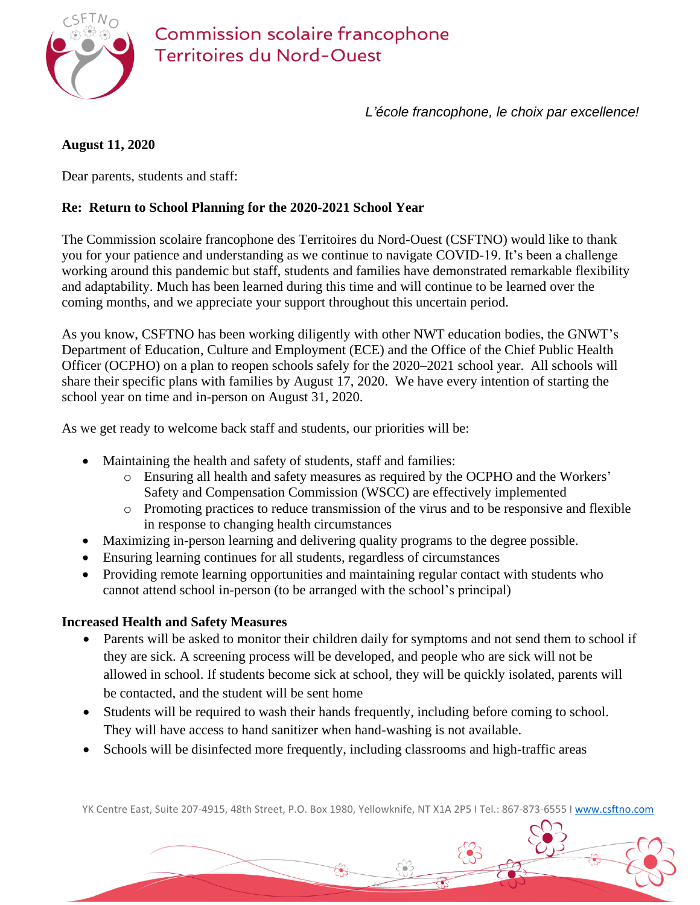Commission scolaire francophone
Territoires du Nord-Ouest

*L'école francophone, le choix par excellence!*

**August 11, 2020**

Dear parents, students and staff:

**Re: Return to School Planning for the 2020-2021 School Year**

The Commission scolaire francophone des Territoires du Nord-Ouest (CSFTNO) would like to thank you for your patience and understanding as we continue to navigate COVID-19. It's been a challenge working around this pandemic but staff, students and families have demonstrated remarkable flexibility and adaptability. Much has been learned during this time and will continue to be learned over the coming months, and we appreciate your support throughout this uncertain period.

As you know, CSFTNO has been working diligently with other NWT education bodies, the GNWT's Department of Education, Culture and Employment (ECE) and the Office of the Chief Public Health Officer (OCPHO) on a plan to reopen schools safely for the 2020–2021 school year. All schools will share their specific plans with families by August 17, 2020. We have every intention of starting the school year on time and in-person on August 31, 2020.

As we get ready to welcome back staff and students, our priorities will be:

- Maintaining the health and safety of students, staff and families:
  - Ensuring all health and safety measures as required by the OCPHO and the Workers' Safety and Compensation Commission (WSCC) are effectively implemented
  - Promoting practices to reduce transmission of the virus and to be responsive and flexible in response to changing health circumstances
- Maximizing in-person learning and delivering quality programs to the degree possible.
- Ensuring learning continues for all students, regardless of circumstances
- Providing remote learning opportunities and maintaining regular contact with students who cannot attend school in-person (to be arranged with the school's principal)

**Increased Health and Safety Measures**

- Parents will be asked to monitor their children daily for symptoms and not send them to school if they are sick. A screening process will be developed, and people who are sick will not be allowed in school. If students become sick at school, they will be quickly isolated, parents will be contacted, and the student will be sent home
- Students will be required to wash their hands frequently, including before coming to school. They will have access to hand sanitizer when hand-washing is not available.
- Schools will be disinfected more frequently, including classrooms and high-traffic areas

YK Centre East, Suite 207-4915, 48th Street, P.O. Box 1980, Yellowknife, NT X1A 2P5 I Tel.: 867-873-6555 I www.csftno.com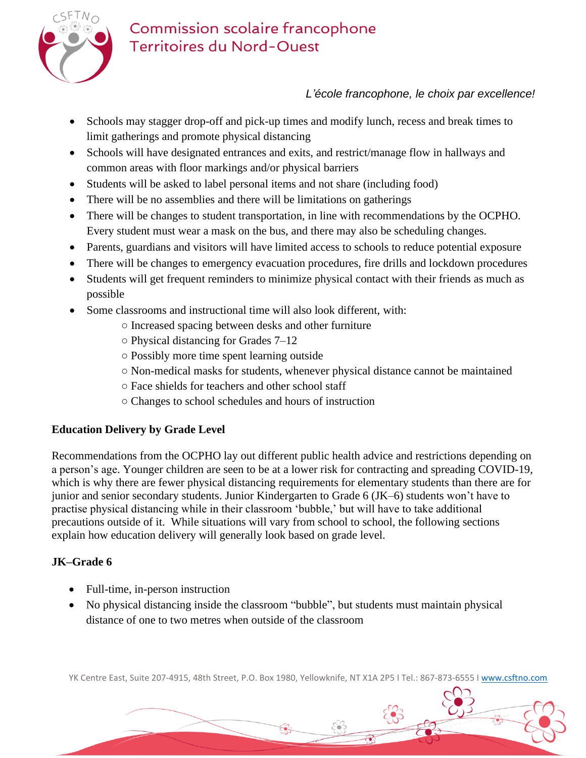- Schools may stagger drop-off and pick-up times and modify lunch, recess and break times to limit gatherings and promote physical distancing
- Schools will have designated entrances and exits, and restrict/manage flow in hallways and common areas with floor markings and/or physical barriers
- Students will be asked to label personal items and not share (including food)
- There will be no assemblies and there will be limitations on gatherings
- There will be changes to student transportation, in line with recommendations by the OCPHO. Every student must wear a mask on the bus, and there may also be scheduling changes.
- Parents, guardians and visitors will have limited access to schools to reduce potential exposure
- There will be changes to emergency evacuation procedures, fire drills and lockdown procedures
- Students will get frequent reminders to minimize physical contact with their friends as much as possible
- Some classrooms and instructional time will also look different, with:
  - Increased spacing between desks and other furniture
  - Physical distancing for Grades 7–12
  - Possibly more time spent learning outside
  - Non-medical masks for students, whenever physical distance cannot be maintained
  - Face shields for teachers and other school staff
  - Changes to school schedules and hours of instruction

**Education Delivery by Grade Level**

Recommendations from the OCPHO lay out different public health advice and restrictions depending on a person's age. Younger children are seen to be at a lower risk for contracting and spreading COVID-19, which is why there are fewer physical distancing requirements for elementary students than there are for junior and senior secondary students. Junior Kindergarten to Grade 6 (JK–6) students won't have to practise physical distancing while in their classroom 'bubble,' but will have to take additional precautions outside of it. While situations will vary from school to school, the following sections explain how education delivery will generally look based on grade level.

**JK–Grade 6**

- Full-time, in-person instruction
- No physical distancing inside the classroom "bubble", but students must maintain physical distance of one to two metres when outside of the classroom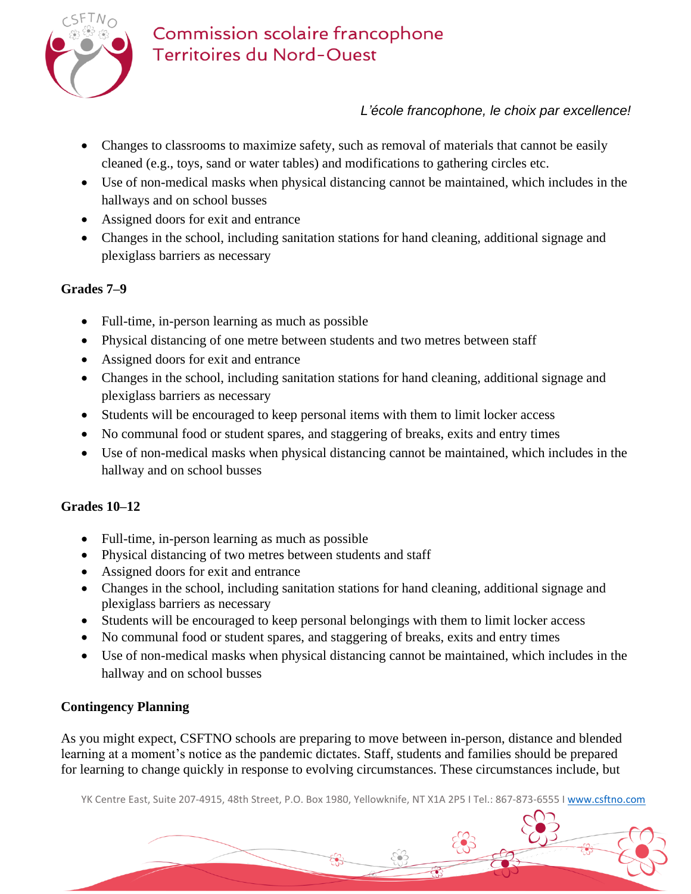- Changes to classrooms to maximize safety, such as removal of materials that cannot be easily cleaned (e.g., toys, sand or water tables) and modifications to gathering circles etc.
- Use of non-medical masks when physical distancing cannot be maintained, which includes in the hallways and on school busses
- Assigned doors for exit and entrance
- Changes in the school, including sanitation stations for hand cleaning, additional signage and plexiglass barriers as necessary

**Grades 7–9**

- Full-time, in-person learning as much as possible
- Physical distancing of one metre between students and two metres between staff
- Assigned doors for exit and entrance
- Changes in the school, including sanitation stations for hand cleaning, additional signage and plexiglass barriers as necessary
- Students will be encouraged to keep personal items with them to limit locker access
- No communal food or student spares, and staggering of breaks, exits and entry times
- Use of non-medical masks when physical distancing cannot be maintained, which includes in the hallway and on school busses

**Grades 10–12**

- Full-time, in-person learning as much as possible
- Physical distancing of two metres between students and staff
- Assigned doors for exit and entrance
- Changes in the school, including sanitation stations for hand cleaning, additional signage and plexiglass barriers as necessary
- Students will be encouraged to keep personal belongings with them to limit locker access
- No communal food or student spares, and staggering of breaks, exits and entry times
- Use of non-medical masks when physical distancing cannot be maintained, which includes in the hallway and on school busses

**Contingency Planning**

As you might expect, CSFTNO schools are preparing to move between in-person, distance and blended learning at a moment's notice as the pandemic dictates. Staff, students and families should be prepared for learning to change quickly in response to evolving circumstances. These circumstances include, but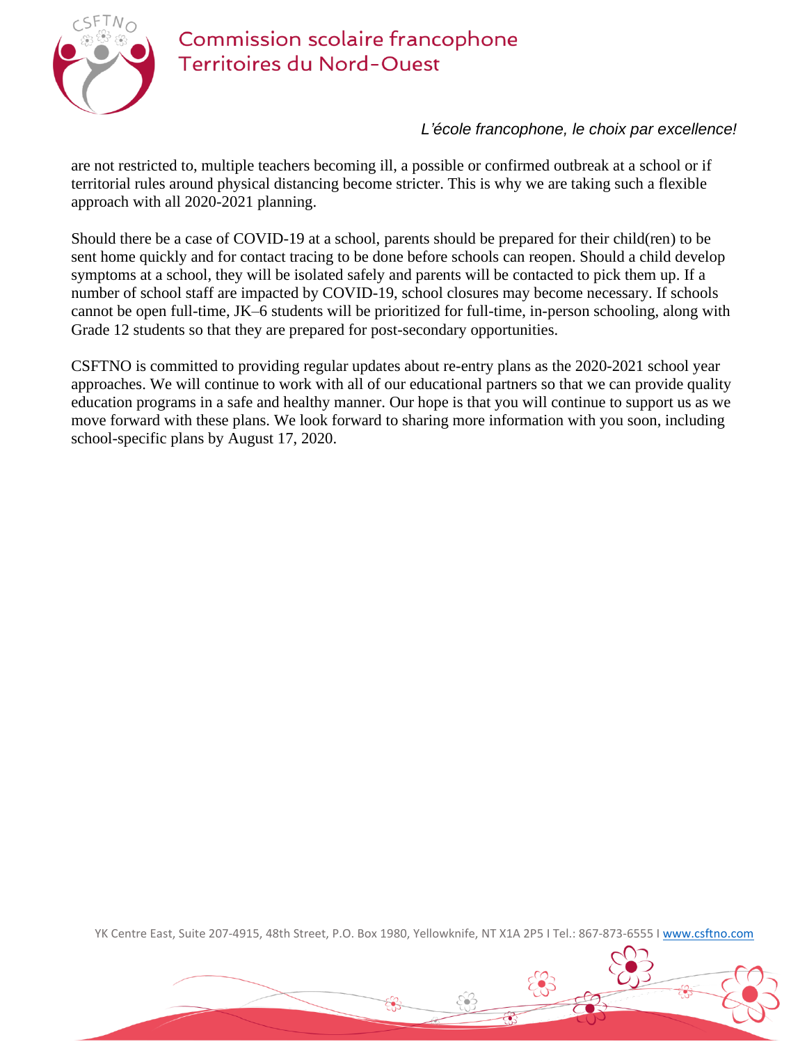are not restricted to, multiple teachers becoming ill, a possible or confirmed outbreak at a school or if territorial rules around physical distancing become stricter. This is why we are taking such a flexible approach with all 2020-2021 planning.

Should there be a case of COVID-19 at a school, parents should be prepared for their child(ren) to be sent home quickly and for contact tracing to be done before schools can reopen. Should a child develop symptoms at a school, they will be isolated safely and parents will be contacted to pick them up. If a number of school staff are impacted by COVID-19, school closures may become necessary. If schools cannot be open full-time, JK–6 students will be prioritized for full-time, in-person schooling, along with Grade 12 students so that they are prepared for post-secondary opportunities.

CSFTNO is committed to providing regular updates about re-entry plans as the 2020-2021 school year approaches. We will continue to work with all of our educational partners so that we can provide quality education programs in a safe and healthy manner. Our hope is that you will continue to support us as we move forward with these plans. We look forward to sharing more information with you soon, including school-specific plans by August 17, 2020.